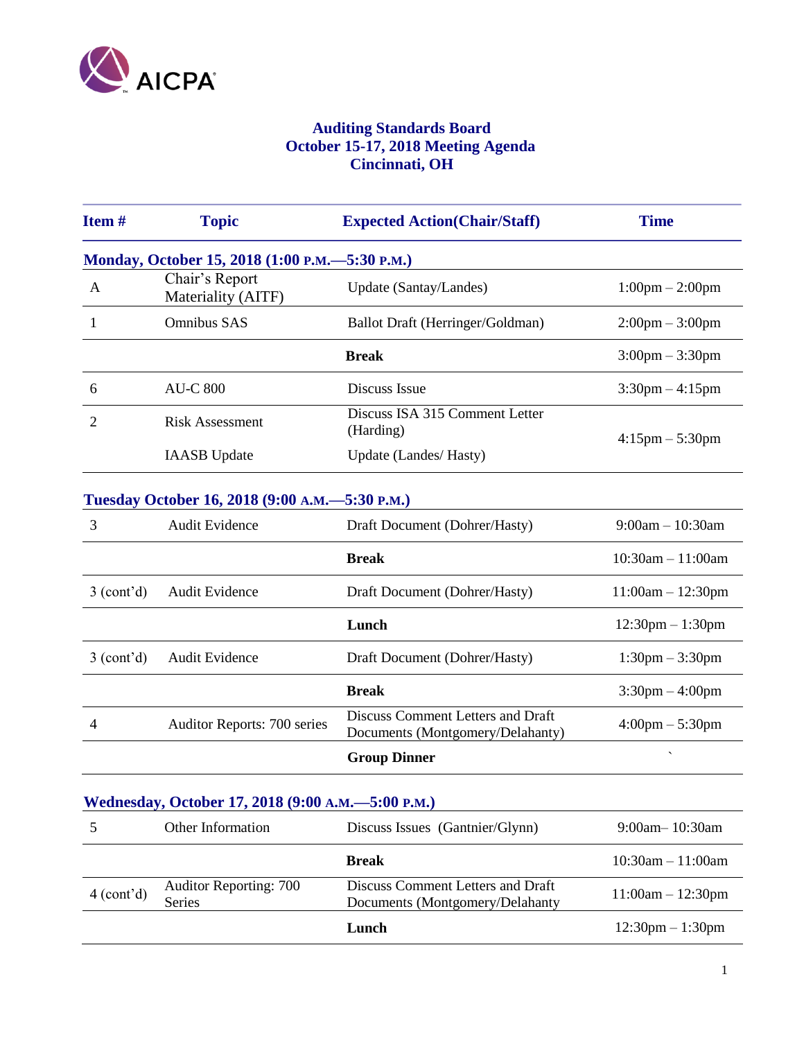AICPA

# Auditing Standards Board
## October 15-17, 2018 Meeting Agenda
## Cincinnati, OH

| Item # | Topic | Expected Action(Chair/Staff) | Time |
|---|---|---|---|
| **Monday, October 15, 2018 (1:00 P.M.—5:30 P.M.)** | | | |
| A | Chair's Report<br>Materiality (AITF) | Update (Santay/Landes) | 1:00pm – 2:00pm |
| 1 | Omnibus SAS | Ballot Draft (Herringer/Goldman) | 2:00pm – 3:00pm |
| | | **Break** | 3:00pm – 3:30pm |
| 6 | AU-C 800 | Discuss Issue | 3:30pm – 4:15pm |
| 2 | Risk Assessment<br><br>IAASB Update | Discuss ISA 315 Comment Letter (Harding)<br><br>Update (Landes/ Hasty) | 4:15pm – 5:30pm |
| **Tuesday October 16, 2018 (9:00 A.M.—5:30 P.M.)** | | | |
| 3 | Audit Evidence | Draft Document (Dohrer/Hasty) | 9:00am – 10:30am |
| | | **Break** | 10:30am – 11:00am |
| 3 (cont'd) | Audit Evidence | Draft Document (Dohrer/Hasty) | 11:00am – 12:30pm |
| | | **Lunch** | 12:30pm – 1:30pm |
| 3 (cont'd) | Audit Evidence | Draft Document (Dohrer/Hasty) | 1:30pm – 3:30pm |
| | | **Break** | 3:30pm – 4:00pm |
| 4 | Auditor Reports: 700 series | Discuss Comment Letters and Draft Documents (Montgomery/Delahanty) | 4:00pm – 5:30pm |
| | | **Group Dinner** | ` |
| **Wednesday, October 17, 2018 (9:00 A.M.—5:00 P.M.)** | | | |
| 5 | Other Information | Discuss Issues (Gantnier/Glynn) | 9:00am– 10:30am |
| | | **Break** | 10:30am – 11:00am |
| 4 (cont'd) | Auditor Reporting: 700 Series | Discuss Comment Letters and Draft Documents (Montgomery/Delahanty | 11:00am – 12:30pm |
| | | **Lunch** | 12:30pm – 1:30pm |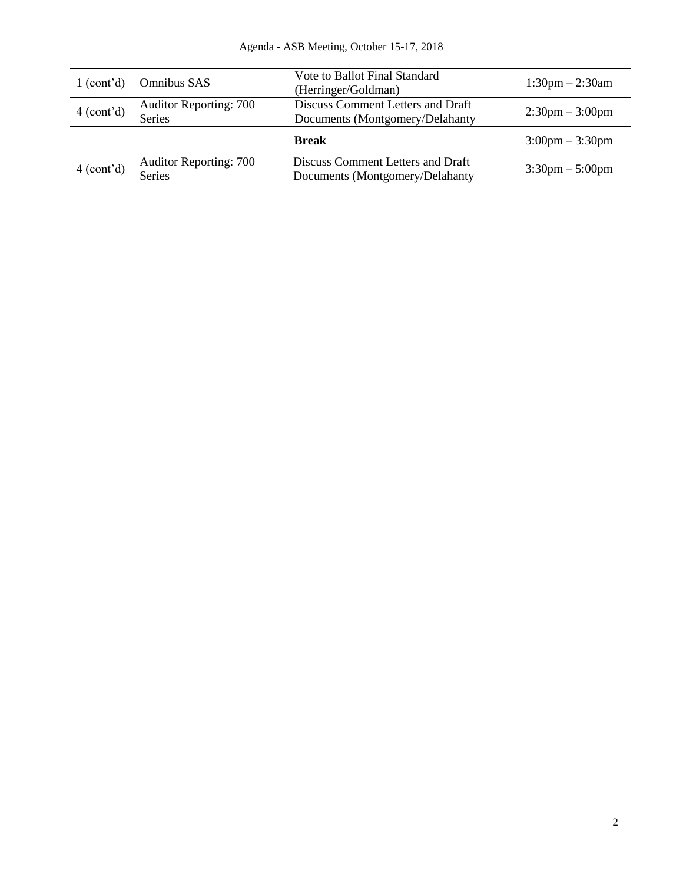| | | | |
|---|---|---|---|
| 1 (cont'd) | Omnibus SAS | Vote to Ballot Final Standard (Herringer/Goldman) | 1:30pm – 2:30am |
| 4 (cont'd) | Auditor Reporting: 700 Series | Discuss Comment Letters and Draft Documents (Montgomery/Delahanty | 2:30pm – 3:00pm |
| | | **Break** | 3:00pm – 3:30pm |
| 4 (cont'd) | Auditor Reporting: 700 Series | Discuss Comment Letters and Draft Documents (Montgomery/Delahanty | 3:30pm – 5:00pm |